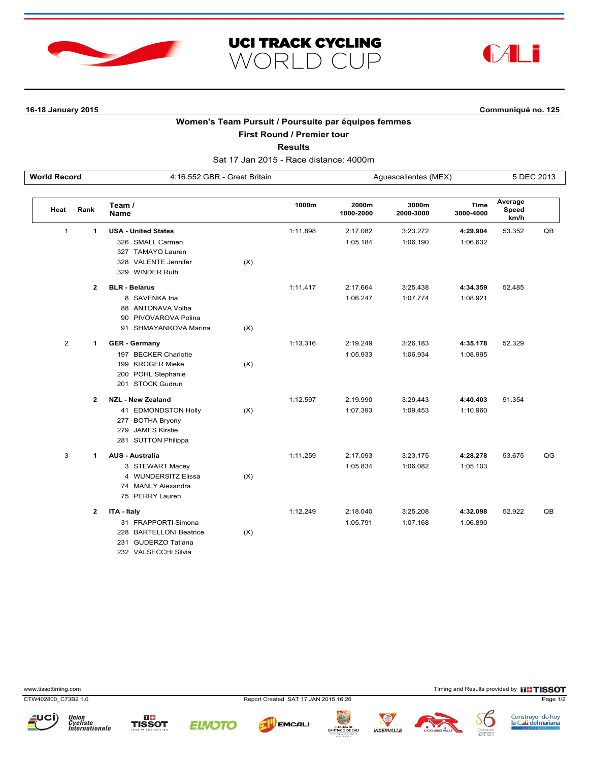# UCI TRACK CYCLING WORLD CUP

**16-18 January 2015** **Communiqué no. 125**

## Women's Team Pursuit / Poursuite par équipes femmes

### First Round / Premier tour

### Results

Sat 17 Jan 2015 - Race distance: 4000m

| World Record | 4:16.552 GBR - Great Britain | Aguascalientes (MEX) | 5 DEC 2013 |
|---|---|---|---|

| Heat | Rank | Team / Name | | 1000m | 2000m 1000-2000 | 3000m 2000-3000 | Time 3000-4000 | Average Speed km/h | |
|---|---|---|---|---|---|---|---|---|---|
| 1 | 1 | **USA - United States** | | 1:11.898 | 2:17.082 | 3:23.272 | **4:29.904** | 53.352 | QB |
| | | 326 SMALL Carmen | | | 1:05.184 | 1:06.190 | 1:06.632 | | |
| | | 327 TAMAYO Lauren | | | | | | | |
| | | 328 VALENTE Jennifer | (X) | | | | | | |
| | | 329 WINDER Ruth | | | | | | | |
| | 2 | **BLR - Belarus** | | 1:11.417 | 2:17.664 | 3:25.438 | **4:34.359** | 52.485 | |
| | | 8 SAVENKA Ina | | | 1:06.247 | 1:07.774 | 1:08.921 | | |
| | | 88 ANTONAVA Volha | | | | | | | |
| | | 90 PIVOVAROVA Polina | | | | | | | |
| | | 91 SHMAYANKOVA Marina | (X) | | | | | | |
| 2 | 1 | **GER - Germany** | | 1:13.316 | 2:19.249 | 3:26.183 | **4:35.178** | 52.329 | |
| | | 197 BECKER Charlotte | | | 1:05.933 | 1:06.934 | 1:08.995 | | |
| | | 199 KROGER Mieke | (X) | | | | | | |
| | | 200 POHL Stephanie | | | | | | | |
| | | 201 STOCK Gudrun | | | | | | | |
| | 2 | **NZL - New Zealand** | | 1:12.597 | 2:19.990 | 3:29.443 | **4:40.403** | 51.354 | |
| | | 41 EDMONDSTON Holly | (X) | | 1:07.393 | 1:09.453 | 1:10.960 | | |
| | | 277 BOTHA Bryony | | | | | | | |
| | | 279 JAMES Kirstie | | | | | | | |
| | | 281 SUTTON Philippa | | | | | | | |
| 3 | 1 | **AUS - Australia** | | 1:11.259 | 2:17.093 | 3:23.175 | **4:28.278** | 53.675 | QG |
| | | 3 STEWART Macey | | | 1:05.834 | 1:06.082 | 1:05.103 | | |
| | | 4 WUNDERSITZ Elissa | (X) | | | | | | |
| | | 74 MANLY Alexandra | | | | | | | |
| | | 75 PERRY Lauren | | | | | | | |
| | 2 | **ITA - Italy** | | 1:12.249 | 2:18.040 | 3:25.208 | **4:32.098** | 52.922 | QB |
| | | 31 FRAPPORTI Simona | | | 1:05.791 | 1:07.168 | 1:06.890 | | |
| | | 228 BARTELLONI Beatrice | (X) | | | | | | |
| | | 231 GUDERZO Tatiana | | | | | | | |
| | | 232 VALSECCHI Silvia | | | | | | | |

www.tissottiming.com Timing and Results provided by TISSOT

CTW402800_C73B2 1.0 Report Created SAT 17 JAN 2015 16:26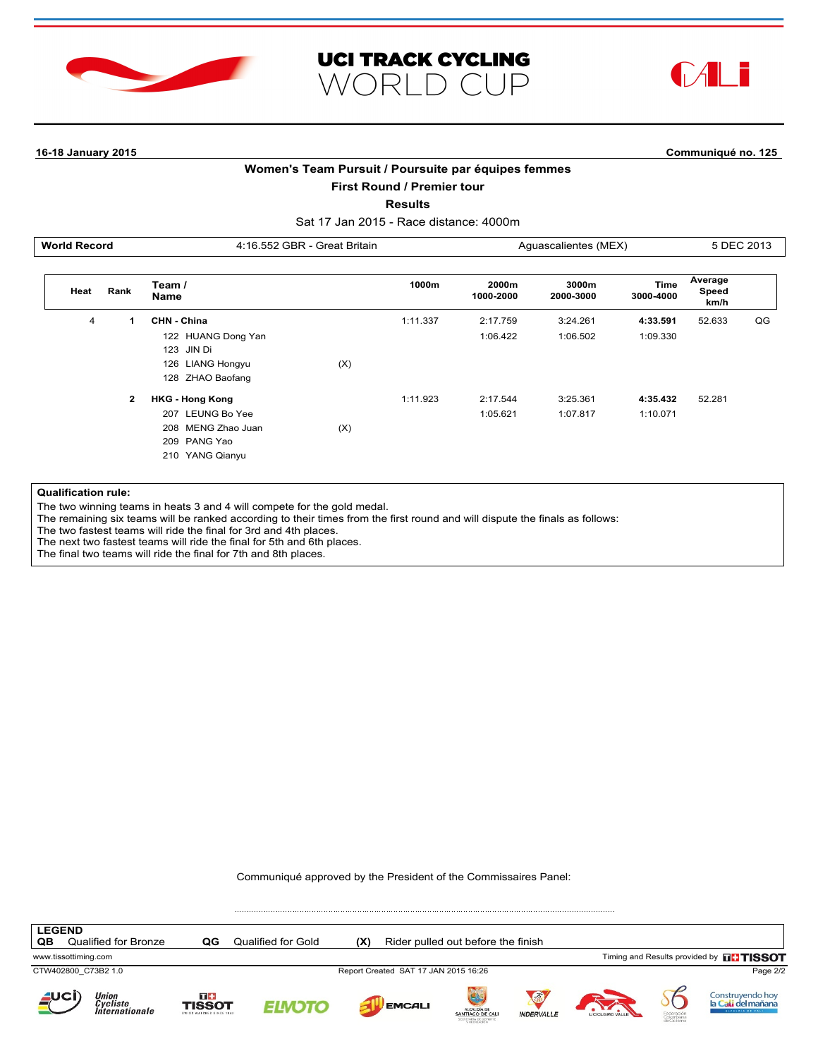# UCI TRACK CYCLING WORLD CUP

**16-18 January 2015** **Communiqué no. 125**

## Women's Team Pursuit / Poursuite par équipes femmes

### First Round / Premier tour

### Results

Sat 17 Jan 2015 - Race distance: 4000m

| World Record | 4:16.552 GBR - Great Britain | Aguascalientes (MEX) | 5 DEC 2013 |
|---|---|---|---|

| Heat | Rank | Team / Name | | 1000m | 2000m 1000-2000 | 3000m 2000-3000 | Time 3000-4000 | Average Speed km/h | |
|---|---|---|---|---|---|---|---|---|---|
| 4 | 1 | **CHN - China** | | 1:11.337 | 2:17.759 | 3:24.261 | **4:33.591** | 52.633 | QG |
| | | 122 HUANG Dong Yan | | | 1:06.422 | 1:06.502 | 1:09.330 | | |
| | | 123 JIN Di | | | | | | | |
| | | 126 LIANG Hongyu | (X) | | | | | | |
| | | 128 ZHAO Baofang | | | | | | | |
| | 2 | **HKG - Hong Kong** | | 1:11.923 | 2:17.544 | 3:25.361 | **4:35.432** | 52.281 | |
| | | 207 LEUNG Bo Yee | | | 1:05.621 | 1:07.817 | 1:10.071 | | |
| | | 208 MENG Zhao Juan | (X) | | | | | | |
| | | 209 PANG Yao | | | | | | | |
| | | 210 YANG Qianyu | | | | | | | |

**Qualification rule:**
The two winning teams in heats 3 and 4 will compete for the gold medal.
The remaining six teams will be ranked according to their times from the first round and will dispute the finals as follows:
The two fastest teams will ride the final for 3rd and 4th places.
The next two fastest teams will ride the final for 5th and 6th places.
The final two teams will ride the final for 7th and 8th places.

Communiqué approved by the President of the Commissaires Panel:

**LEGEND**
**QB** Qualified for Bronze **QG** Qualified for Gold **(X)** Rider pulled out before the finish

www.tissottiming.com Timing and Results provided by TISSOT

CTW402800_C73B2 1.0 Report Created SAT 17 JAN 2015 16:26